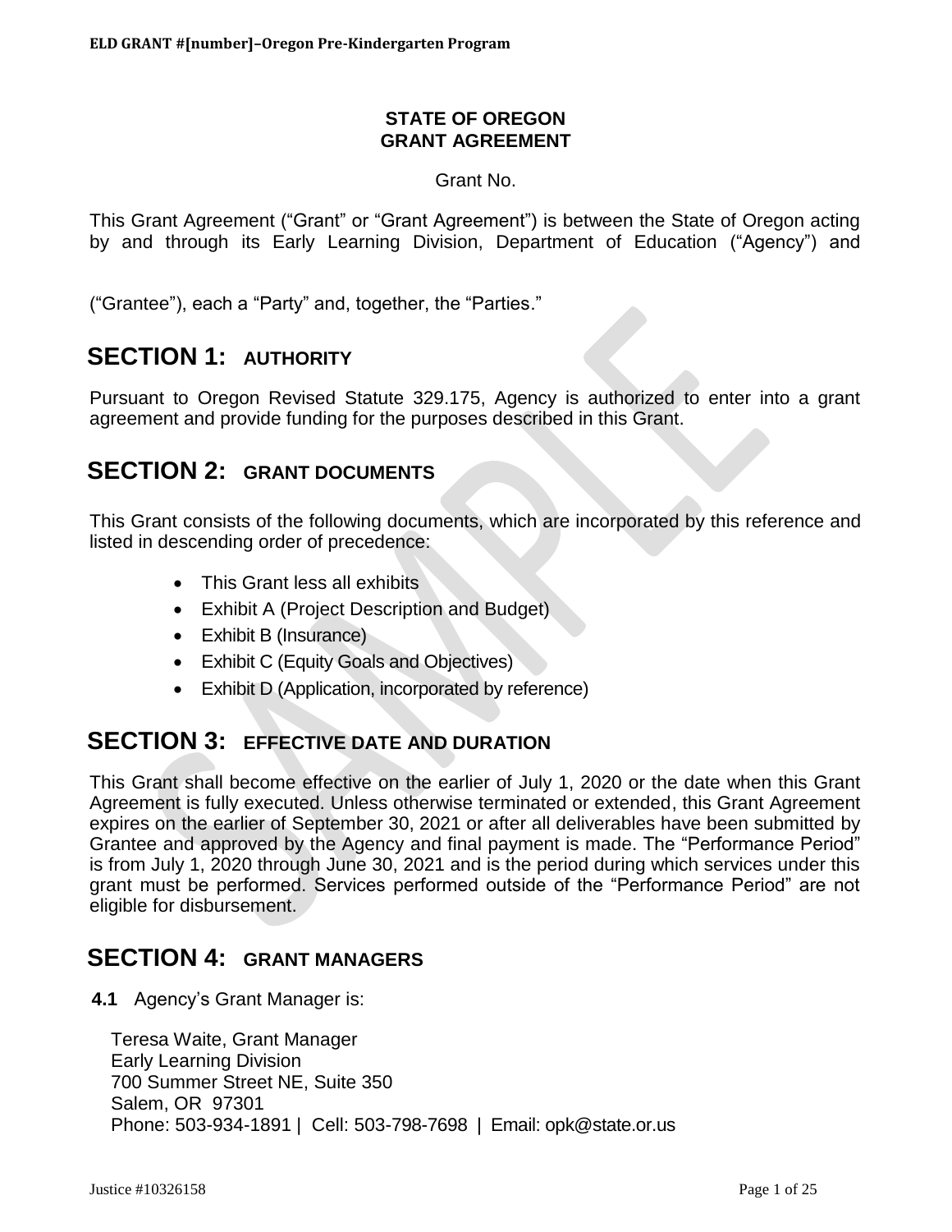**STATE OF OREGON**
**GRANT AGREEMENT**

Grant No.

This Grant Agreement ("Grant" or "Grant Agreement") is between the State of Oregon acting by and through its Early Learning Division, Department of Education ("Agency") and

("Grantee"), each a "Party" and, together, the "Parties."

# SECTION 1: AUTHORITY

Pursuant to Oregon Revised Statute 329.175, Agency is authorized to enter into a grant agreement and provide funding for the purposes described in this Grant.

# SECTION 2: GRANT DOCUMENTS

This Grant consists of the following documents, which are incorporated by this reference and listed in descending order of precedence:

- This Grant less all exhibits
- Exhibit A (Project Description and Budget)
- Exhibit B (Insurance)
- Exhibit C (Equity Goals and Objectives)
- Exhibit D (Application, incorporated by reference)

# SECTION 3: EFFECTIVE DATE AND DURATION

This Grant shall become effective on the earlier of July 1, 2020 or the date when this Grant Agreement is fully executed. Unless otherwise terminated or extended, this Grant Agreement expires on the earlier of September 30, 2021 or after all deliverables have been submitted by Grantee and approved by the Agency and final payment is made. The "Performance Period" is from July 1, 2020 through June 30, 2021 and is the period during which services under this grant must be performed. Services performed outside of the "Performance Period" are not eligible for disbursement.

# SECTION 4: GRANT MANAGERS

**4.1** Agency's Grant Manager is:

Teresa Waite, Grant Manager
Early Learning Division
700 Summer Street NE, Suite 350
Salem, OR 97301
Phone: 503-934-1891 | Cell: 503-798-7698 | Email: opk@state.or.us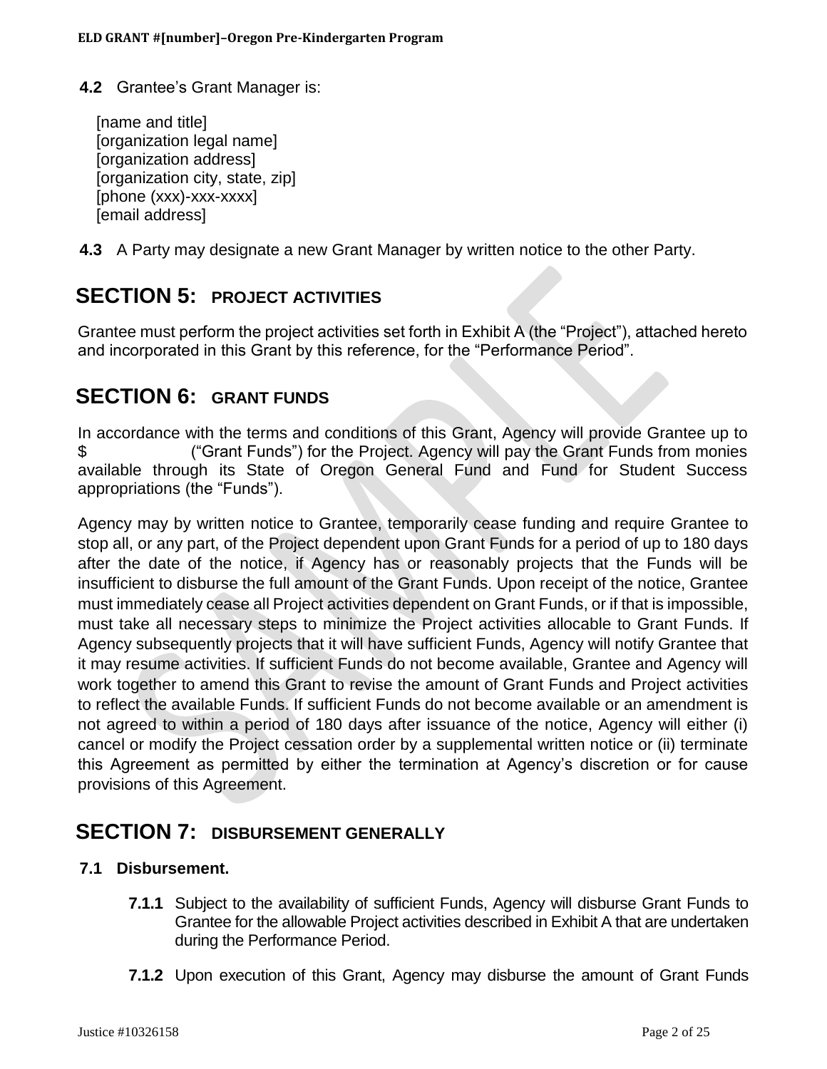**4.2** Grantee's Grant Manager is:

[name and title]
[organization legal name]
[organization address]
[organization city, state, zip]
[phone (xxx)-xxx-xxxx]
[email address]

**4.3** A Party may designate a new Grant Manager by written notice to the other Party.

## SECTION 5: PROJECT ACTIVITIES

Grantee must perform the project activities set forth in Exhibit A (the "Project"), attached hereto and incorporated in this Grant by this reference, for the "Performance Period".

## SECTION 6: GRANT FUNDS

In accordance with the terms and conditions of this Grant, Agency will provide Grantee up to $ ("Grant Funds") for the Project. Agency will pay the Grant Funds from monies available through its State of Oregon General Fund and Fund for Student Success appropriations (the "Funds").

Agency may by written notice to Grantee, temporarily cease funding and require Grantee to stop all, or any part, of the Project dependent upon Grant Funds for a period of up to 180 days after the date of the notice, if Agency has or reasonably projects that the Funds will be insufficient to disburse the full amount of the Grant Funds. Upon receipt of the notice, Grantee must immediately cease all Project activities dependent on Grant Funds, or if that is impossible, must take all necessary steps to minimize the Project activities allocable to Grant Funds. If Agency subsequently projects that it will have sufficient Funds, Agency will notify Grantee that it may resume activities. If sufficient Funds do not become available, Grantee and Agency will work together to amend this Grant to revise the amount of Grant Funds and Project activities to reflect the available Funds. If sufficient Funds do not become available or an amendment is not agreed to within a period of 180 days after issuance of the notice, Agency will either (i) cancel or modify the Project cessation order by a supplemental written notice or (ii) terminate this Agreement as permitted by either the termination at Agency's discretion or for cause provisions of this Agreement.

## SECTION 7: DISBURSEMENT GENERALLY

### 7.1 Disbursement.

**7.1.1** Subject to the availability of sufficient Funds, Agency will disburse Grant Funds to Grantee for the allowable Project activities described in Exhibit A that are undertaken during the Performance Period.

**7.1.2** Upon execution of this Grant, Agency may disburse the amount of Grant Funds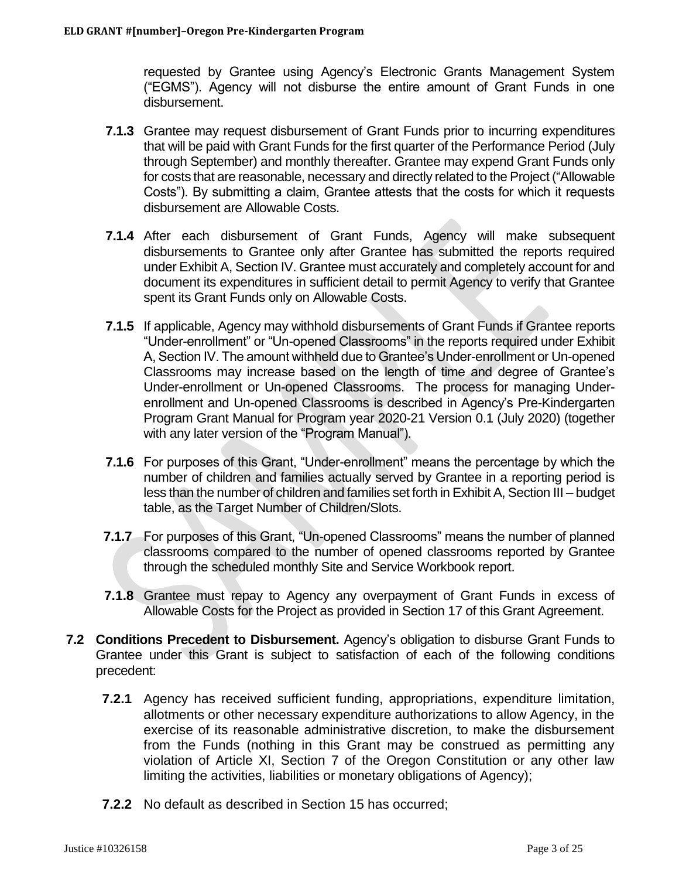requested by Grantee using Agency's Electronic Grants Management System ("EGMS"). Agency will not disburse the entire amount of Grant Funds in one disbursement.

**7.1.3** Grantee may request disbursement of Grant Funds prior to incurring expenditures that will be paid with Grant Funds for the first quarter of the Performance Period (July through September) and monthly thereafter. Grantee may expend Grant Funds only for costs that are reasonable, necessary and directly related to the Project ("Allowable Costs"). By submitting a claim, Grantee attests that the costs for which it requests disbursement are Allowable Costs.

**7.1.4** After each disbursement of Grant Funds, Agency will make subsequent disbursements to Grantee only after Grantee has submitted the reports required under Exhibit A, Section IV. Grantee must accurately and completely account for and document its expenditures in sufficient detail to permit Agency to verify that Grantee spent its Grant Funds only on Allowable Costs.

**7.1.5** If applicable, Agency may withhold disbursements of Grant Funds if Grantee reports "Under-enrollment" or "Un-opened Classrooms" in the reports required under Exhibit A, Section IV. The amount withheld due to Grantee's Under-enrollment or Un-opened Classrooms may increase based on the length of time and degree of Grantee's Under-enrollment or Un-opened Classrooms. The process for managing Under-enrollment and Un-opened Classrooms is described in Agency's Pre-Kindergarten Program Grant Manual for Program year 2020-21 Version 0.1 (July 2020) (together with any later version of the "Program Manual").

**7.1.6** For purposes of this Grant, "Under-enrollment" means the percentage by which the number of children and families actually served by Grantee in a reporting period is less than the number of children and families set forth in Exhibit A, Section III – budget table, as the Target Number of Children/Slots.

**7.1.7** For purposes of this Grant, "Un-opened Classrooms" means the number of planned classrooms compared to the number of opened classrooms reported by Grantee through the scheduled monthly Site and Service Workbook report.

**7.1.8** Grantee must repay to Agency any overpayment of Grant Funds in excess of Allowable Costs for the Project as provided in Section 17 of this Grant Agreement.

**7.2 Conditions Precedent to Disbursement.** Agency's obligation to disburse Grant Funds to Grantee under this Grant is subject to satisfaction of each of the following conditions precedent:

**7.2.1** Agency has received sufficient funding, appropriations, expenditure limitation, allotments or other necessary expenditure authorizations to allow Agency, in the exercise of its reasonable administrative discretion, to make the disbursement from the Funds (nothing in this Grant may be construed as permitting any violation of Article XI, Section 7 of the Oregon Constitution or any other law limiting the activities, liabilities or monetary obligations of Agency);

**7.2.2** No default as described in Section 15 has occurred;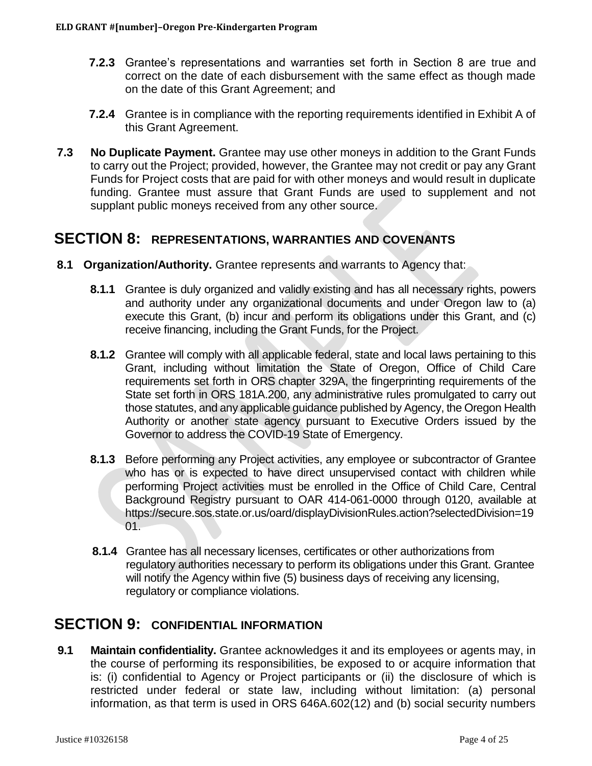**7.2.3** Grantee's representations and warranties set forth in Section 8 are true and correct on the date of each disbursement with the same effect as though made on the date of this Grant Agreement; and

**7.2.4** Grantee is in compliance with the reporting requirements identified in Exhibit A of this Grant Agreement.

**7.3 No Duplicate Payment.** Grantee may use other moneys in addition to the Grant Funds to carry out the Project; provided, however, the Grantee may not credit or pay any Grant Funds for Project costs that are paid for with other moneys and would result in duplicate funding. Grantee must assure that Grant Funds are used to supplement and not supplant public moneys received from any other source.

## SECTION 8: REPRESENTATIONS, WARRANTIES AND COVENANTS

**8.1 Organization/Authority.** Grantee represents and warrants to Agency that:

**8.1.1** Grantee is duly organized and validly existing and has all necessary rights, powers and authority under any organizational documents and under Oregon law to (a) execute this Grant, (b) incur and perform its obligations under this Grant, and (c) receive financing, including the Grant Funds, for the Project.

**8.1.2** Grantee will comply with all applicable federal, state and local laws pertaining to this Grant, including without limitation the State of Oregon, Office of Child Care requirements set forth in ORS chapter 329A, the fingerprinting requirements of the State set forth in ORS 181A.200, any administrative rules promulgated to carry out those statutes, and any applicable guidance published by Agency, the Oregon Health Authority or another state agency pursuant to Executive Orders issued by the Governor to address the COVID-19 State of Emergency.

**8.1.3** Before performing any Project activities, any employee or subcontractor of Grantee who has or is expected to have direct unsupervised contact with children while performing Project activities must be enrolled in the Office of Child Care, Central Background Registry pursuant to OAR 414-061-0000 through 0120, available at https://secure.sos.state.or.us/oard/displayDivisionRules.action?selectedDivision=1901.

**8.1.4** Grantee has all necessary licenses, certificates or other authorizations from regulatory authorities necessary to perform its obligations under this Grant. Grantee will notify the Agency within five (5) business days of receiving any licensing, regulatory or compliance violations.

## SECTION 9: CONFIDENTIAL INFORMATION

**9.1 Maintain confidentiality.** Grantee acknowledges it and its employees or agents may, in the course of performing its responsibilities, be exposed to or acquire information that is: (i) confidential to Agency or Project participants or (ii) the disclosure of which is restricted under federal or state law, including without limitation: (a) personal information, as that term is used in ORS 646A.602(12) and (b) social security numbers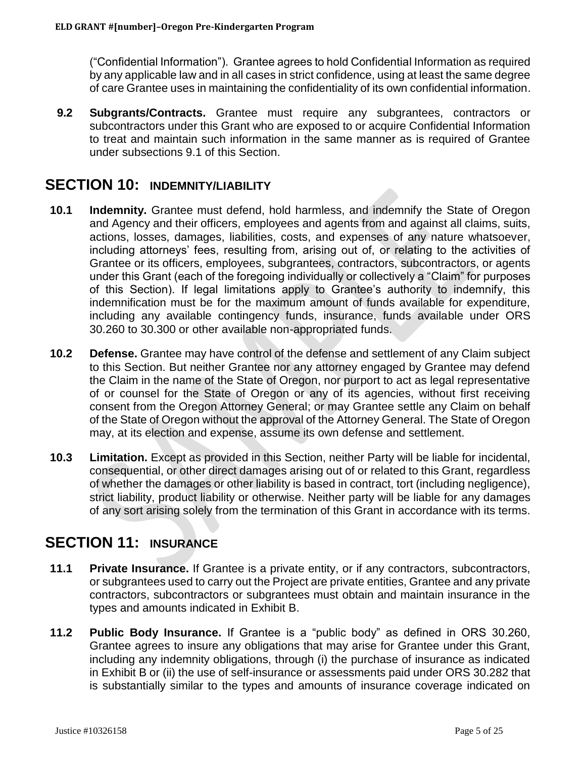("Confidential Information"). Grantee agrees to hold Confidential Information as required by any applicable law and in all cases in strict confidence, using at least the same degree of care Grantee uses in maintaining the confidentiality of its own confidential information.

**9.2 Subgrants/Contracts.** Grantee must require any subgrantees, contractors or subcontractors under this Grant who are exposed to or acquire Confidential Information to treat and maintain such information in the same manner as is required of Grantee under subsections 9.1 of this Section.

## SECTION 10: INDEMNITY/LIABILITY

**10.1 Indemnity.** Grantee must defend, hold harmless, and indemnify the State of Oregon and Agency and their officers, employees and agents from and against all claims, suits, actions, losses, damages, liabilities, costs, and expenses of any nature whatsoever, including attorneys' fees, resulting from, arising out of, or relating to the activities of Grantee or its officers, employees, subgrantees, contractors, subcontractors, or agents under this Grant (each of the foregoing individually or collectively a "Claim" for purposes of this Section). If legal limitations apply to Grantee's authority to indemnify, this indemnification must be for the maximum amount of funds available for expenditure, including any available contingency funds, insurance, funds available under ORS 30.260 to 30.300 or other available non-appropriated funds.

**10.2 Defense.** Grantee may have control of the defense and settlement of any Claim subject to this Section. But neither Grantee nor any attorney engaged by Grantee may defend the Claim in the name of the State of Oregon, nor purport to act as legal representative of or counsel for the State of Oregon or any of its agencies, without first receiving consent from the Oregon Attorney General; or may Grantee settle any Claim on behalf of the State of Oregon without the approval of the Attorney General. The State of Oregon may, at its election and expense, assume its own defense and settlement.

**10.3 Limitation.** Except as provided in this Section, neither Party will be liable for incidental, consequential, or other direct damages arising out of or related to this Grant, regardless of whether the damages or other liability is based in contract, tort (including negligence), strict liability, product liability or otherwise. Neither party will be liable for any damages of any sort arising solely from the termination of this Grant in accordance with its terms.

## SECTION 11: INSURANCE

**11.1 Private Insurance.** If Grantee is a private entity, or if any contractors, subcontractors, or subgrantees used to carry out the Project are private entities, Grantee and any private contractors, subcontractors or subgrantees must obtain and maintain insurance in the types and amounts indicated in Exhibit B.

**11.2 Public Body Insurance.** If Grantee is a "public body" as defined in ORS 30.260, Grantee agrees to insure any obligations that may arise for Grantee under this Grant, including any indemnity obligations, through (i) the purchase of insurance as indicated in Exhibit B or (ii) the use of self-insurance or assessments paid under ORS 30.282 that is substantially similar to the types and amounts of insurance coverage indicated on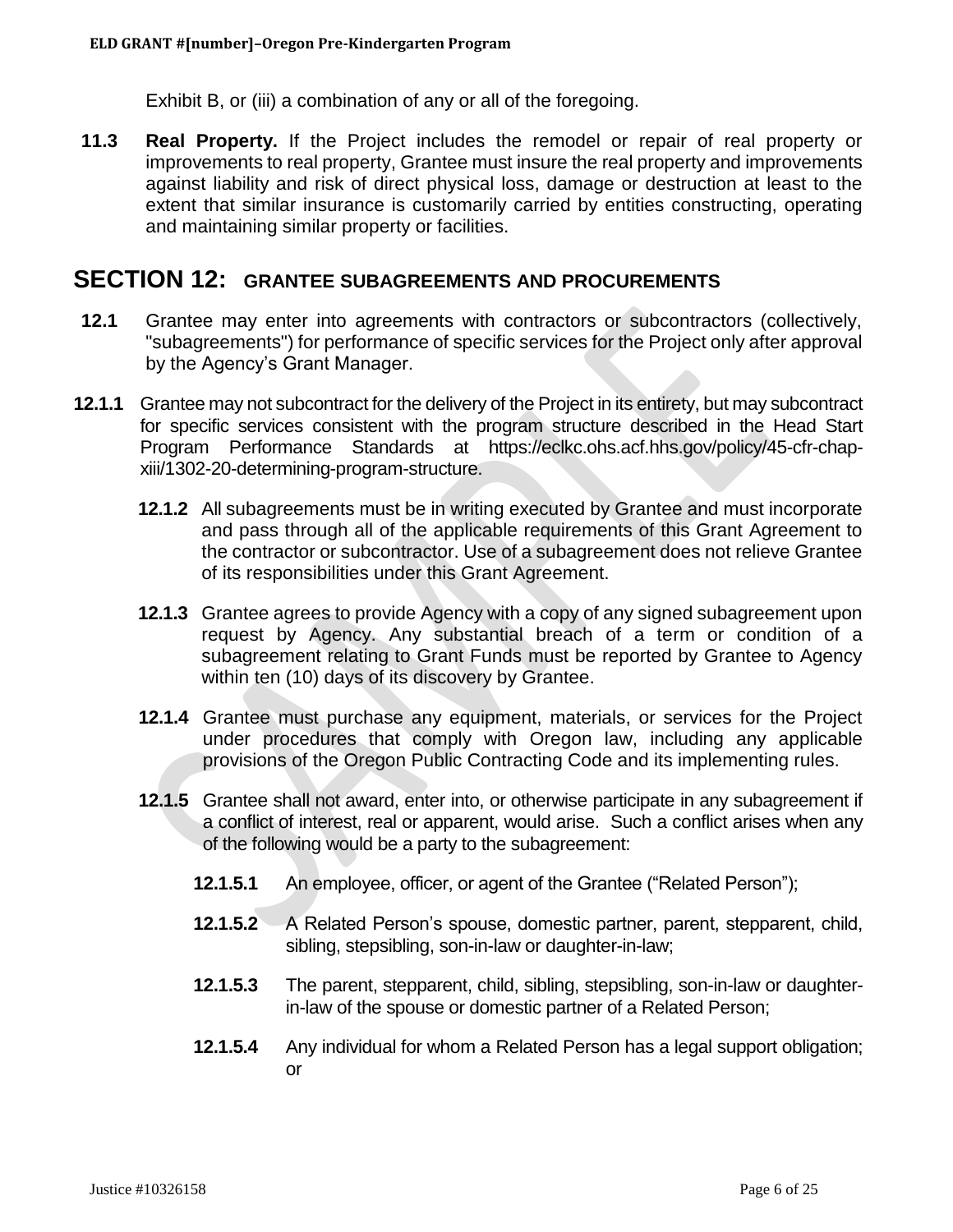Exhibit B, or (iii) a combination of any or all of the foregoing.

**11.3 Real Property.** If the Project includes the remodel or repair of real property or improvements to real property, Grantee must insure the real property and improvements against liability and risk of direct physical loss, damage or destruction at least to the extent that similar insurance is customarily carried by entities constructing, operating and maintaining similar property or facilities.

## SECTION 12: GRANTEE SUBAGREEMENTS AND PROCUREMENTS

**12.1** Grantee may enter into agreements with contractors or subcontractors (collectively, "subagreements") for performance of specific services for the Project only after approval by the Agency's Grant Manager.

**12.1.1** Grantee may not subcontract for the delivery of the Project in its entirety, but may subcontract for specific services consistent with the program structure described in the Head Start Program Performance Standards at https://eclkc.ohs.acf.hhs.gov/policy/45-cfr-chap-xiii/1302-20-determining-program-structure.

**12.1.2** All subagreements must be in writing executed by Grantee and must incorporate and pass through all of the applicable requirements of this Grant Agreement to the contractor or subcontractor. Use of a subagreement does not relieve Grantee of its responsibilities under this Grant Agreement.

**12.1.3** Grantee agrees to provide Agency with a copy of any signed subagreement upon request by Agency. Any substantial breach of a term or condition of a subagreement relating to Grant Funds must be reported by Grantee to Agency within ten (10) days of its discovery by Grantee.

**12.1.4** Grantee must purchase any equipment, materials, or services for the Project under procedures that comply with Oregon law, including any applicable provisions of the Oregon Public Contracting Code and its implementing rules.

**12.1.5** Grantee shall not award, enter into, or otherwise participate in any subagreement if a conflict of interest, real or apparent, would arise. Such a conflict arises when any of the following would be a party to the subagreement:

**12.1.5.1** An employee, officer, or agent of the Grantee ("Related Person");

**12.1.5.2** A Related Person's spouse, domestic partner, parent, stepparent, child, sibling, stepsibling, son-in-law or daughter-in-law;

**12.1.5.3** The parent, stepparent, child, sibling, stepsibling, son-in-law or daughter-in-law of the spouse or domestic partner of a Related Person;

**12.1.5.4** Any individual for whom a Related Person has a legal support obligation; or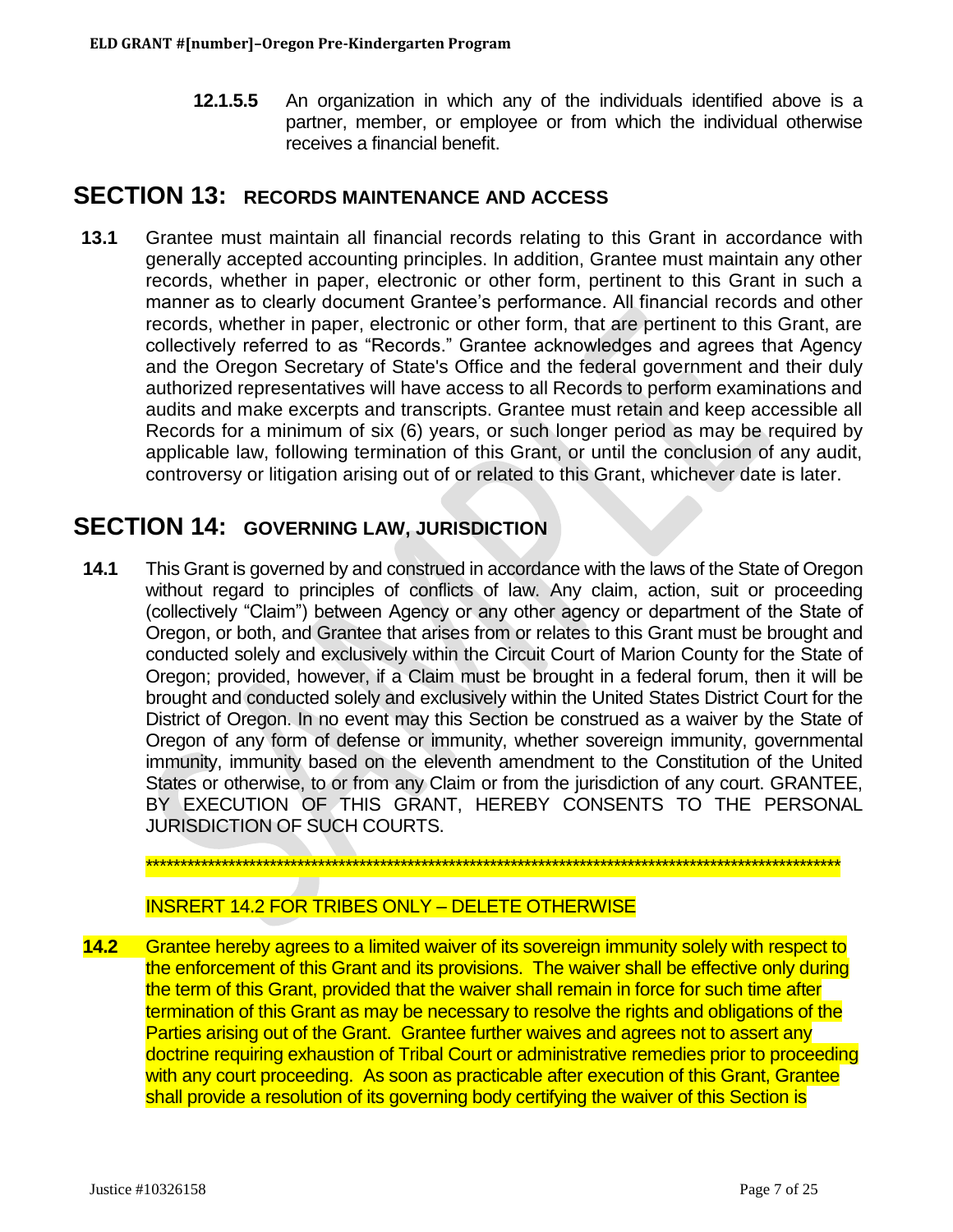**12.1.5.5** An organization in which any of the individuals identified above is a partner, member, or employee or from which the individual otherwise receives a financial benefit.

## SECTION 13: RECORDS MAINTENANCE AND ACCESS

**13.1** Grantee must maintain all financial records relating to this Grant in accordance with generally accepted accounting principles. In addition, Grantee must maintain any other records, whether in paper, electronic or other form, pertinent to this Grant in such a manner as to clearly document Grantee's performance. All financial records and other records, whether in paper, electronic or other form, that are pertinent to this Grant, are collectively referred to as "Records." Grantee acknowledges and agrees that Agency and the Oregon Secretary of State's Office and the federal government and their duly authorized representatives will have access to all Records to perform examinations and audits and make excerpts and transcripts. Grantee must retain and keep accessible all Records for a minimum of six (6) years, or such longer period as may be required by applicable law, following termination of this Grant, or until the conclusion of any audit, controversy or litigation arising out of or related to this Grant, whichever date is later.

## SECTION 14: GOVERNING LAW, JURISDICTION

**14.1** This Grant is governed by and construed in accordance with the laws of the State of Oregon without regard to principles of conflicts of law. Any claim, action, suit or proceeding (collectively "Claim") between Agency or any other agency or department of the State of Oregon, or both, and Grantee that arises from or relates to this Grant must be brought and conducted solely and exclusively within the Circuit Court of Marion County for the State of Oregon; provided, however, if a Claim must be brought in a federal forum, then it will be brought and conducted solely and exclusively within the United States District Court for the District of Oregon. In no event may this Section be construed as a waiver by the State of Oregon of any form of defense or immunity, whether sovereign immunity, governmental immunity, immunity based on the eleventh amendment to the Constitution of the United States or otherwise, to or from any Claim or from the jurisdiction of any court. GRANTEE, BY EXECUTION OF THIS GRANT, HEREBY CONSENTS TO THE PERSONAL JURISDICTION OF SUCH COURTS.

******************************************************************************************************

INSRERT 14.2 FOR TRIBES ONLY – DELETE OTHERWISE

**14.2** Grantee hereby agrees to a limited waiver of its sovereign immunity solely with respect to the enforcement of this Grant and its provisions. The waiver shall be effective only during the term of this Grant, provided that the waiver shall remain in force for such time after termination of this Grant as may be necessary to resolve the rights and obligations of the Parties arising out of the Grant. Grantee further waives and agrees not to assert any doctrine requiring exhaustion of Tribal Court or administrative remedies prior to proceeding with any court proceeding. As soon as practicable after execution of this Grant, Grantee shall provide a resolution of its governing body certifying the waiver of this Section is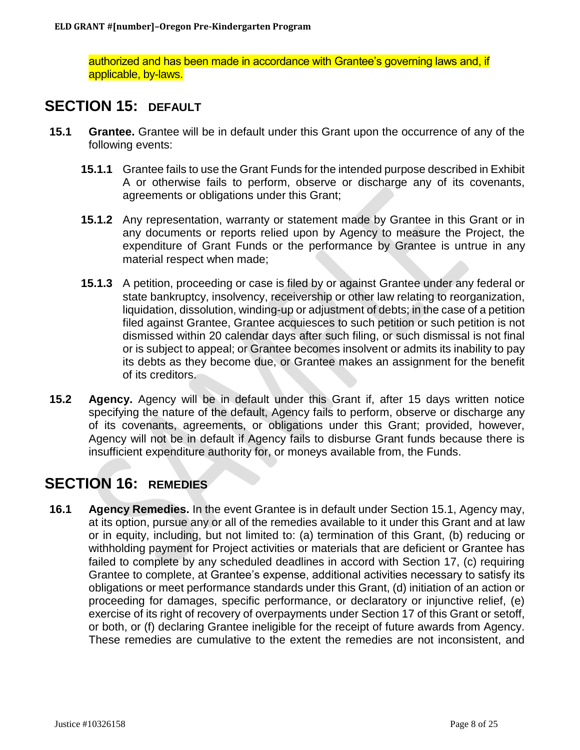authorized and has been made in accordance with Grantee's governing laws and, if applicable, by-laws.

## SECTION 15: DEFAULT

**15.1 Grantee.** Grantee will be in default under this Grant upon the occurrence of any of the following events:

**15.1.1** Grantee fails to use the Grant Funds for the intended purpose described in Exhibit A or otherwise fails to perform, observe or discharge any of its covenants, agreements or obligations under this Grant;

**15.1.2** Any representation, warranty or statement made by Grantee in this Grant or in any documents or reports relied upon by Agency to measure the Project, the expenditure of Grant Funds or the performance by Grantee is untrue in any material respect when made;

**15.1.3** A petition, proceeding or case is filed by or against Grantee under any federal or state bankruptcy, insolvency, receivership or other law relating to reorganization, liquidation, dissolution, winding-up or adjustment of debts; in the case of a petition filed against Grantee, Grantee acquiesces to such petition or such petition is not dismissed within 20 calendar days after such filing, or such dismissal is not final or is subject to appeal; or Grantee becomes insolvent or admits its inability to pay its debts as they become due, or Grantee makes an assignment for the benefit of its creditors.

**15.2 Agency.** Agency will be in default under this Grant if, after 15 days written notice specifying the nature of the default, Agency fails to perform, observe or discharge any of its covenants, agreements, or obligations under this Grant; provided, however, Agency will not be in default if Agency fails to disburse Grant funds because there is insufficient expenditure authority for, or moneys available from, the Funds.

## SECTION 16: REMEDIES

**16.1 Agency Remedies.** In the event Grantee is in default under Section 15.1, Agency may, at its option, pursue any or all of the remedies available to it under this Grant and at law or in equity, including, but not limited to: (a) termination of this Grant, (b) reducing or withholding payment for Project activities or materials that are deficient or Grantee has failed to complete by any scheduled deadlines in accord with Section 17, (c) requiring Grantee to complete, at Grantee's expense, additional activities necessary to satisfy its obligations or meet performance standards under this Grant, (d) initiation of an action or proceeding for damages, specific performance, or declaratory or injunctive relief, (e) exercise of its right of recovery of overpayments under Section 17 of this Grant or setoff, or both, or (f) declaring Grantee ineligible for the receipt of future awards from Agency. These remedies are cumulative to the extent the remedies are not inconsistent, and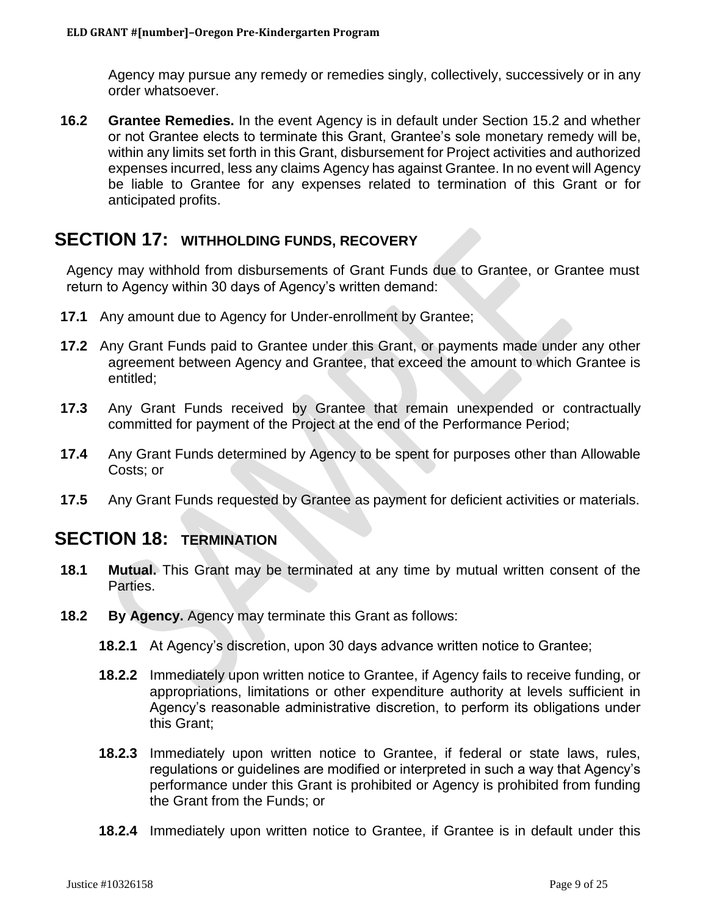Agency may pursue any remedy or remedies singly, collectively, successively or in any order whatsoever.

**16.2 Grantee Remedies.** In the event Agency is in default under Section 15.2 and whether or not Grantee elects to terminate this Grant, Grantee's sole monetary remedy will be, within any limits set forth in this Grant, disbursement for Project activities and authorized expenses incurred, less any claims Agency has against Grantee. In no event will Agency be liable to Grantee for any expenses related to termination of this Grant or for anticipated profits.

## SECTION 17: WITHHOLDING FUNDS, RECOVERY

Agency may withhold from disbursements of Grant Funds due to Grantee, or Grantee must return to Agency within 30 days of Agency's written demand:

**17.1** Any amount due to Agency for Under-enrollment by Grantee;

**17.2** Any Grant Funds paid to Grantee under this Grant, or payments made under any other agreement between Agency and Grantee, that exceed the amount to which Grantee is entitled;

**17.3** Any Grant Funds received by Grantee that remain unexpended or contractually committed for payment of the Project at the end of the Performance Period;

**17.4** Any Grant Funds determined by Agency to be spent for purposes other than Allowable Costs; or

**17.5** Any Grant Funds requested by Grantee as payment for deficient activities or materials.

## SECTION 18: TERMINATION

**18.1 Mutual.** This Grant may be terminated at any time by mutual written consent of the Parties.

**18.2 By Agency.** Agency may terminate this Grant as follows:

**18.2.1** At Agency's discretion, upon 30 days advance written notice to Grantee;

**18.2.2** Immediately upon written notice to Grantee, if Agency fails to receive funding, or appropriations, limitations or other expenditure authority at levels sufficient in Agency's reasonable administrative discretion, to perform its obligations under this Grant;

**18.2.3** Immediately upon written notice to Grantee, if federal or state laws, rules, regulations or guidelines are modified or interpreted in such a way that Agency's performance under this Grant is prohibited or Agency is prohibited from funding the Grant from the Funds; or

**18.2.4** Immediately upon written notice to Grantee, if Grantee is in default under this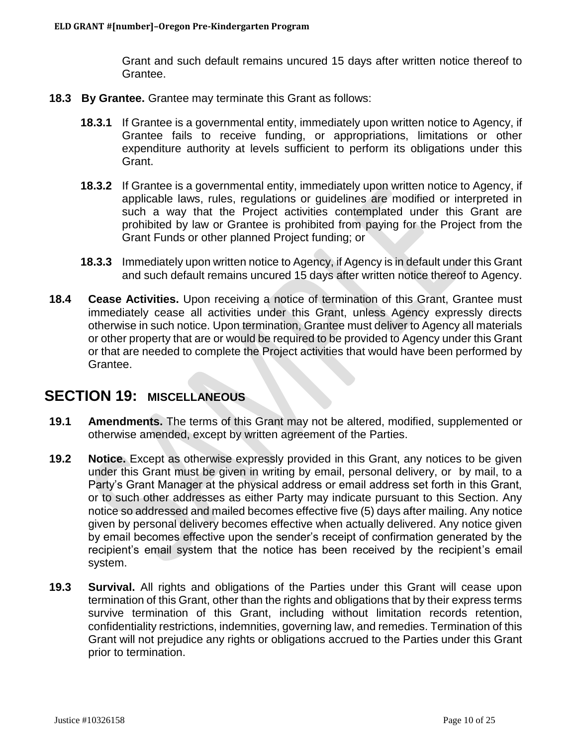Grant and such default remains uncured 15 days after written notice thereof to Grantee.

**18.3 By Grantee.** Grantee may terminate this Grant as follows:

**18.3.1** If Grantee is a governmental entity, immediately upon written notice to Agency, if Grantee fails to receive funding, or appropriations, limitations or other expenditure authority at levels sufficient to perform its obligations under this Grant.

**18.3.2** If Grantee is a governmental entity, immediately upon written notice to Agency, if applicable laws, rules, regulations or guidelines are modified or interpreted in such a way that the Project activities contemplated under this Grant are prohibited by law or Grantee is prohibited from paying for the Project from the Grant Funds or other planned Project funding; or

**18.3.3** Immediately upon written notice to Agency, if Agency is in default under this Grant and such default remains uncured 15 days after written notice thereof to Agency.

**18.4 Cease Activities.** Upon receiving a notice of termination of this Grant, Grantee must immediately cease all activities under this Grant, unless Agency expressly directs otherwise in such notice. Upon termination, Grantee must deliver to Agency all materials or other property that are or would be required to be provided to Agency under this Grant or that are needed to complete the Project activities that would have been performed by Grantee.

## SECTION 19: MISCELLANEOUS

**19.1 Amendments.** The terms of this Grant may not be altered, modified, supplemented or otherwise amended, except by written agreement of the Parties.

**19.2 Notice.** Except as otherwise expressly provided in this Grant, any notices to be given under this Grant must be given in writing by email, personal delivery, or by mail, to a Party's Grant Manager at the physical address or email address set forth in this Grant, or to such other addresses as either Party may indicate pursuant to this Section. Any notice so addressed and mailed becomes effective five (5) days after mailing. Any notice given by personal delivery becomes effective when actually delivered. Any notice given by email becomes effective upon the sender's receipt of confirmation generated by the recipient's email system that the notice has been received by the recipient's email system.

**19.3 Survival.** All rights and obligations of the Parties under this Grant will cease upon termination of this Grant, other than the rights and obligations that by their express terms survive termination of this Grant, including without limitation records retention, confidentiality restrictions, indemnities, governing law, and remedies. Termination of this Grant will not prejudice any rights or obligations accrued to the Parties under this Grant prior to termination.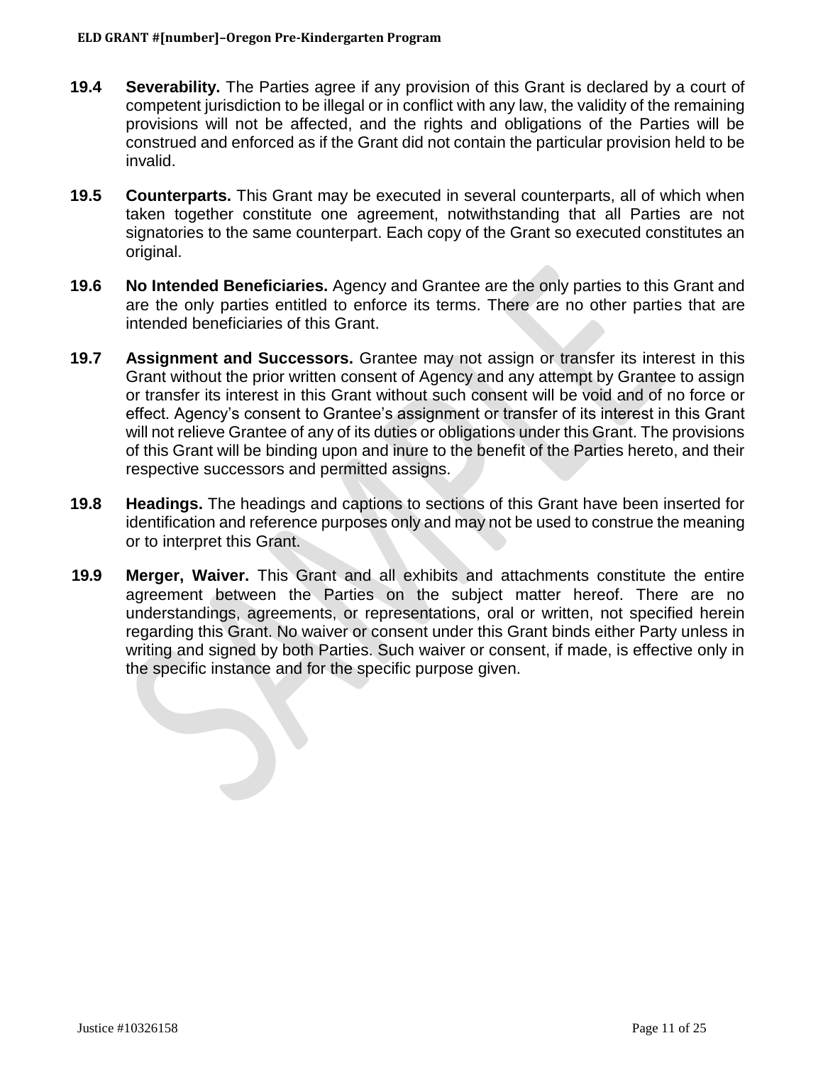**19.4 Severability.** The Parties agree if any provision of this Grant is declared by a court of competent jurisdiction to be illegal or in conflict with any law, the validity of the remaining provisions will not be affected, and the rights and obligations of the Parties will be construed and enforced as if the Grant did not contain the particular provision held to be invalid.

**19.5 Counterparts.** This Grant may be executed in several counterparts, all of which when taken together constitute one agreement, notwithstanding that all Parties are not signatories to the same counterpart. Each copy of the Grant so executed constitutes an original.

**19.6 No Intended Beneficiaries.** Agency and Grantee are the only parties to this Grant and are the only parties entitled to enforce its terms. There are no other parties that are intended beneficiaries of this Grant.

**19.7 Assignment and Successors.** Grantee may not assign or transfer its interest in this Grant without the prior written consent of Agency and any attempt by Grantee to assign or transfer its interest in this Grant without such consent will be void and of no force or effect. Agency's consent to Grantee's assignment or transfer of its interest in this Grant will not relieve Grantee of any of its duties or obligations under this Grant. The provisions of this Grant will be binding upon and inure to the benefit of the Parties hereto, and their respective successors and permitted assigns.

**19.8 Headings.** The headings and captions to sections of this Grant have been inserted for identification and reference purposes only and may not be used to construe the meaning or to interpret this Grant.

**19.9 Merger, Waiver.** This Grant and all exhibits and attachments constitute the entire agreement between the Parties on the subject matter hereof. There are no understandings, agreements, or representations, oral or written, not specified herein regarding this Grant. No waiver or consent under this Grant binds either Party unless in writing and signed by both Parties. Such waiver or consent, if made, is effective only in the specific instance and for the specific purpose given.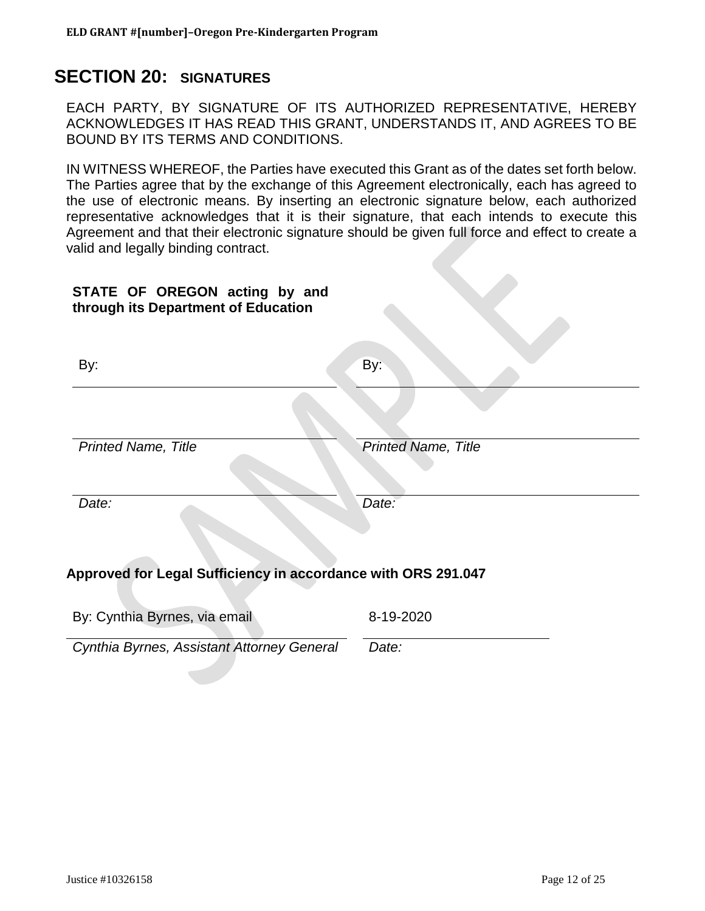## SECTION 20: SIGNATURES

EACH PARTY, BY SIGNATURE OF ITS AUTHORIZED REPRESENTATIVE, HEREBY ACKNOWLEDGES IT HAS READ THIS GRANT, UNDERSTANDS IT, AND AGREES TO BE BOUND BY ITS TERMS AND CONDITIONS.

IN WITNESS WHEREOF, the Parties have executed this Grant as of the dates set forth below. The Parties agree that by the exchange of this Agreement electronically, each has agreed to the use of electronic means. By inserting an electronic signature below, each authorized representative acknowledges that it is their signature, that each intends to execute this Agreement and that their electronic signature should be given full force and effect to create a valid and legally binding contract.

**STATE OF OREGON acting by and through its Department of Education**

| | |
|---|---|
| By: | By: |
| *Printed Name, Title* | *Printed Name, Title* |
| *Date:* | *Date:* |

**Approved for Legal Sufficiency in accordance with ORS 291.047**

| | |
|---|---|
| By: Cynthia Byrnes, via email | 8-19-2020 |
| *Cynthia Byrnes, Assistant Attorney General* | *Date:* |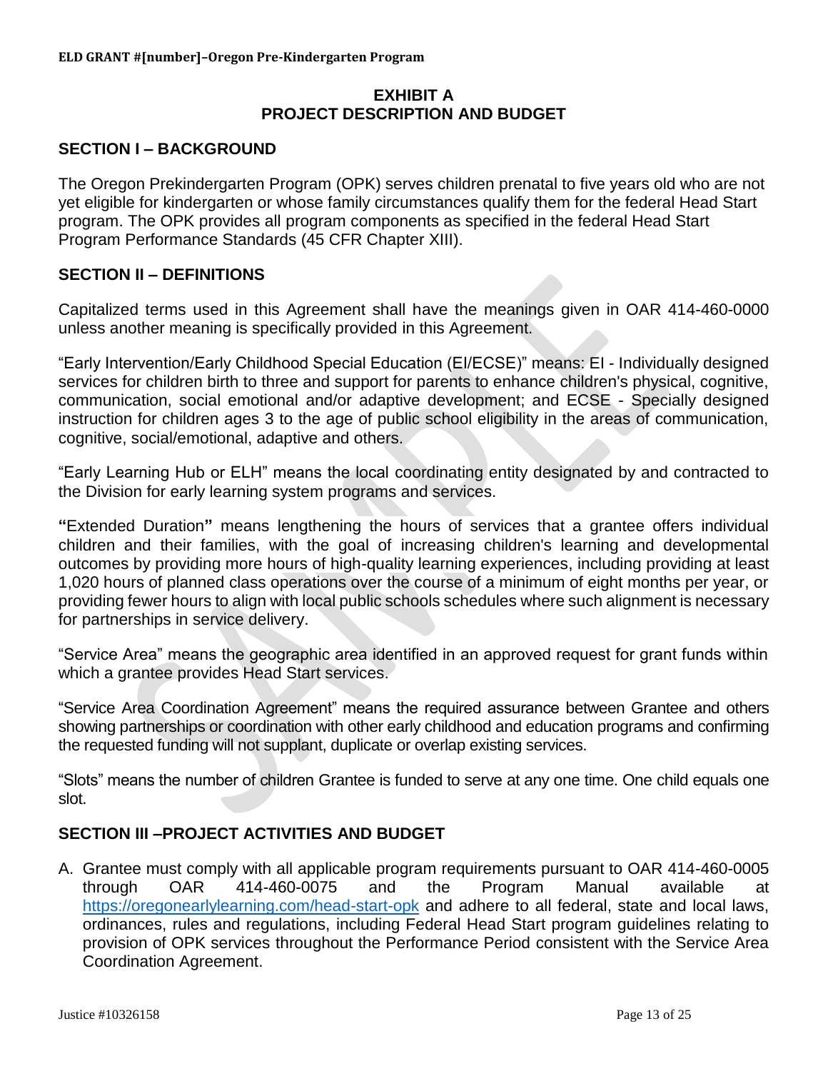# EXHIBIT A
# PROJECT DESCRIPTION AND BUDGET

## SECTION I – BACKGROUND

The Oregon Prekindergarten Program (OPK) serves children prenatal to five years old who are not yet eligible for kindergarten or whose family circumstances qualify them for the federal Head Start program. The OPK provides all program components as specified in the federal Head Start Program Performance Standards (45 CFR Chapter XIII).

## SECTION II – DEFINITIONS

Capitalized terms used in this Agreement shall have the meanings given in OAR 414-460-0000 unless another meaning is specifically provided in this Agreement.

"Early Intervention/Early Childhood Special Education (EI/ECSE)" means: EI - Individually designed services for children birth to three and support for parents to enhance children's physical, cognitive, communication, social emotional and/or adaptive development; and ECSE - Specially designed instruction for children ages 3 to the age of public school eligibility in the areas of communication, cognitive, social/emotional, adaptive and others.

"Early Learning Hub or ELH" means the local coordinating entity designated by and contracted to the Division for early learning system programs and services.

**"**Extended Duration**"** means lengthening the hours of services that a grantee offers individual children and their families, with the goal of increasing children's learning and developmental outcomes by providing more hours of high-quality learning experiences, including providing at least 1,020 hours of planned class operations over the course of a minimum of eight months per year, or providing fewer hours to align with local public schools schedules where such alignment is necessary for partnerships in service delivery.

"Service Area" means the geographic area identified in an approved request for grant funds within which a grantee provides Head Start services.

"Service Area Coordination Agreement" means the required assurance between Grantee and others showing partnerships or coordination with other early childhood and education programs and confirming the requested funding will not supplant, duplicate or overlap existing services.

"Slots" means the number of children Grantee is funded to serve at any one time. One child equals one slot.

## SECTION III –PROJECT ACTIVITIES AND BUDGET

A. Grantee must comply with all applicable program requirements pursuant to OAR 414-460-0005 through OAR 414-460-0075 and the Program Manual available at https://oregonearlylearning.com/head-start-opk and adhere to all federal, state and local laws, ordinances, rules and regulations, including Federal Head Start program guidelines relating to provision of OPK services throughout the Performance Period consistent with the Service Area Coordination Agreement.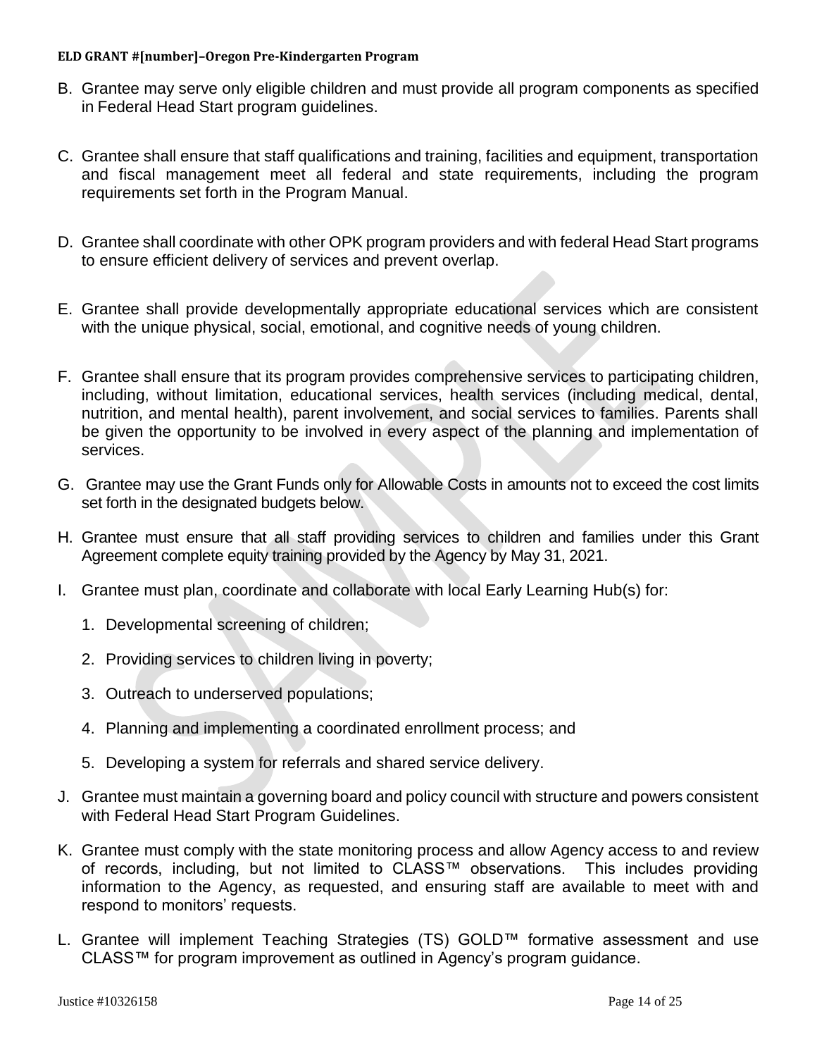B. Grantee may serve only eligible children and must provide all program components as specified in Federal Head Start program guidelines.

C. Grantee shall ensure that staff qualifications and training, facilities and equipment, transportation and fiscal management meet all federal and state requirements, including the program requirements set forth in the Program Manual.

D. Grantee shall coordinate with other OPK program providers and with federal Head Start programs to ensure efficient delivery of services and prevent overlap.

E. Grantee shall provide developmentally appropriate educational services which are consistent with the unique physical, social, emotional, and cognitive needs of young children.

F. Grantee shall ensure that its program provides comprehensive services to participating children, including, without limitation, educational services, health services (including medical, dental, nutrition, and mental health), parent involvement, and social services to families. Parents shall be given the opportunity to be involved in every aspect of the planning and implementation of services.

G. Grantee may use the Grant Funds only for Allowable Costs in amounts not to exceed the cost limits set forth in the designated budgets below.

H. Grantee must ensure that all staff providing services to children and families under this Grant Agreement complete equity training provided by the Agency by May 31, 2021.

I. Grantee must plan, coordinate and collaborate with local Early Learning Hub(s) for:

   1. Developmental screening of children;

   2. Providing services to children living in poverty;

   3. Outreach to underserved populations;

   4. Planning and implementing a coordinated enrollment process; and

   5. Developing a system for referrals and shared service delivery.

J. Grantee must maintain a governing board and policy council with structure and powers consistent with Federal Head Start Program Guidelines.

K. Grantee must comply with the state monitoring process and allow Agency access to and review of records, including, but not limited to CLASS™ observations. This includes providing information to the Agency, as requested, and ensuring staff are available to meet with and respond to monitors' requests.

L. Grantee will implement Teaching Strategies (TS) GOLD™ formative assessment and use CLASS™ for program improvement as outlined in Agency's program guidance.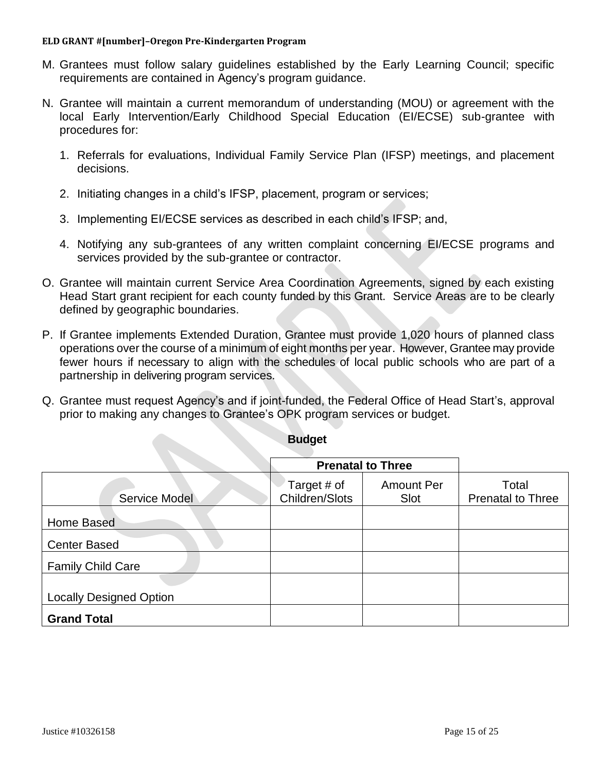M. Grantees must follow salary guidelines established by the Early Learning Council; specific requirements are contained in Agency's program guidance.

N. Grantee will maintain a current memorandum of understanding (MOU) or agreement with the local Early Intervention/Early Childhood Special Education (EI/ECSE) sub-grantee with procedures for:

   1. Referrals for evaluations, Individual Family Service Plan (IFSP) meetings, and placement decisions.

   2. Initiating changes in a child's IFSP, placement, program or services;

   3. Implementing EI/ECSE services as described in each child's IFSP; and,

   4. Notifying any sub-grantees of any written complaint concerning EI/ECSE programs and services provided by the sub-grantee or contractor.

O. Grantee will maintain current Service Area Coordination Agreements, signed by each existing Head Start grant recipient for each county funded by this Grant. Service Areas are to be clearly defined by geographic boundaries.

P. If Grantee implements Extended Duration, Grantee must provide 1,020 hours of planned class operations over the course of a minimum of eight months per year. However, Grantee may provide fewer hours if necessary to align with the schedules of local public schools who are part of a partnership in delivering program services.

Q. Grantee must request Agency's and if joint-funded, the Federal Office of Head Start's, approval prior to making any changes to Grantee's OPK program services or budget.

**Budget**

| | **Prenatal to Three** | | |
|---|---|---|---|
| Service Model | Target # of Children/Slots | Amount Per Slot | Total Prenatal to Three |
| Home Based | | | |
| Center Based | | | |
| Family Child Care | | | |
| Locally Designed Option | | | |
| **Grand Total** | | | |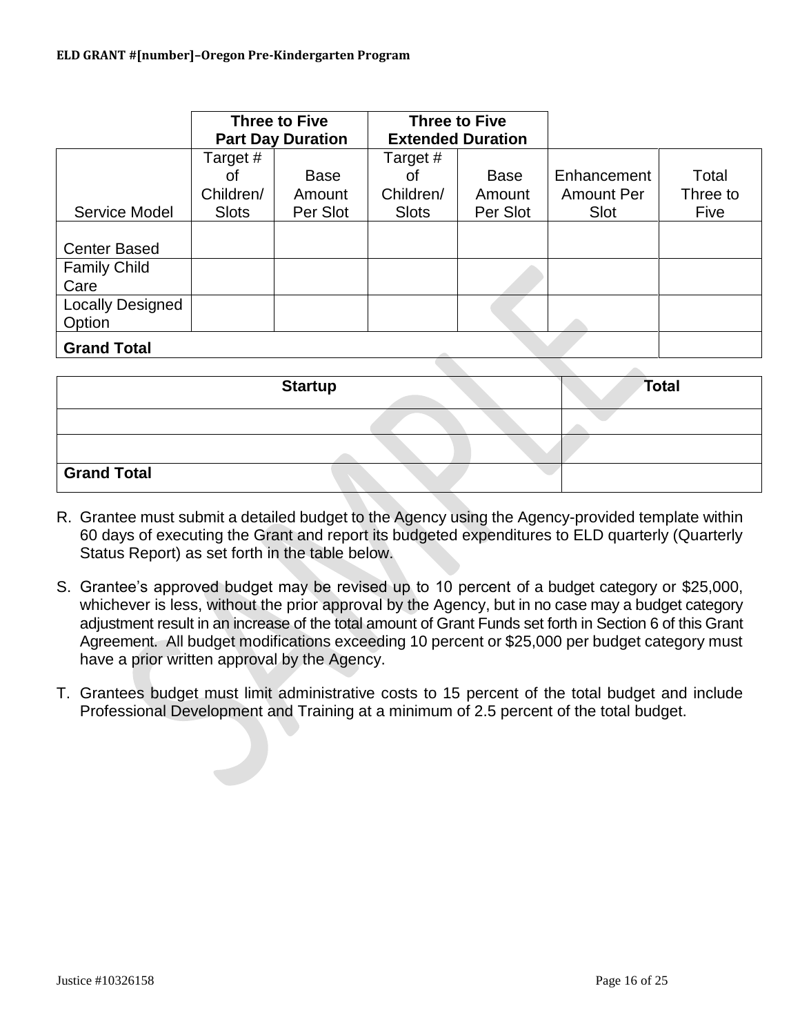| | Three to Five Part Day Duration | | Three to Five Extended Duration | | | |
|---|---|---|---|---|---|---|
| Service Model | Target # of Children/ Slots | Base Amount Per Slot | Target # of Children/ Slots | Base Amount Per Slot | Enhancement Amount Per Slot | Total Three to Five |
| Center Based | | | | | | |
| Family Child Care | | | | | | |
| Locally Designed Option | | | | | | |
| **Grand Total** | | | | | | |

| Startup | Total |
|---|---|
| | |
| | |
| **Grand Total** | |

R. Grantee must submit a detailed budget to the Agency using the Agency-provided template within 60 days of executing the Grant and report its budgeted expenditures to ELD quarterly (Quarterly Status Report) as set forth in the table below.

S. Grantee's approved budget may be revised up to 10 percent of a budget category or $25,000, whichever is less, without the prior approval by the Agency, but in no case may a budget category adjustment result in an increase of the total amount of Grant Funds set forth in Section 6 of this Grant Agreement. All budget modifications exceeding 10 percent or $25,000 per budget category must have a prior written approval by the Agency.

T. Grantees budget must limit administrative costs to 15 percent of the total budget and include Professional Development and Training at a minimum of 2.5 percent of the total budget.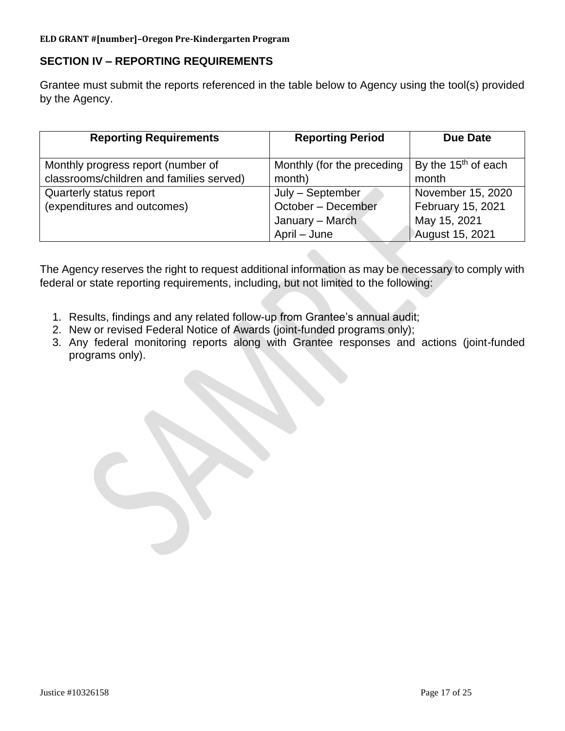## SECTION IV – REPORTING REQUIREMENTS

Grantee must submit the reports referenced in the table below to Agency using the tool(s) provided by the Agency.

| Reporting Requirements | Reporting Period | Due Date |
|---|---|---|
| Monthly progress report (number of classrooms/children and families served) | Monthly (for the preceding month) | By the 15th of each month |
| Quarterly status report (expenditures and outcomes) | July – September<br>October – December<br>January – March<br>April – June | November 15, 2020<br>February 15, 2021<br>May 15, 2021<br>August 15, 2021 |

The Agency reserves the right to request additional information as may be necessary to comply with federal or state reporting requirements, including, but not limited to the following:

1. Results, findings and any related follow-up from Grantee's annual audit;
2. New or revised Federal Notice of Awards (joint-funded programs only);
3. Any federal monitoring reports along with Grantee responses and actions (joint-funded programs only).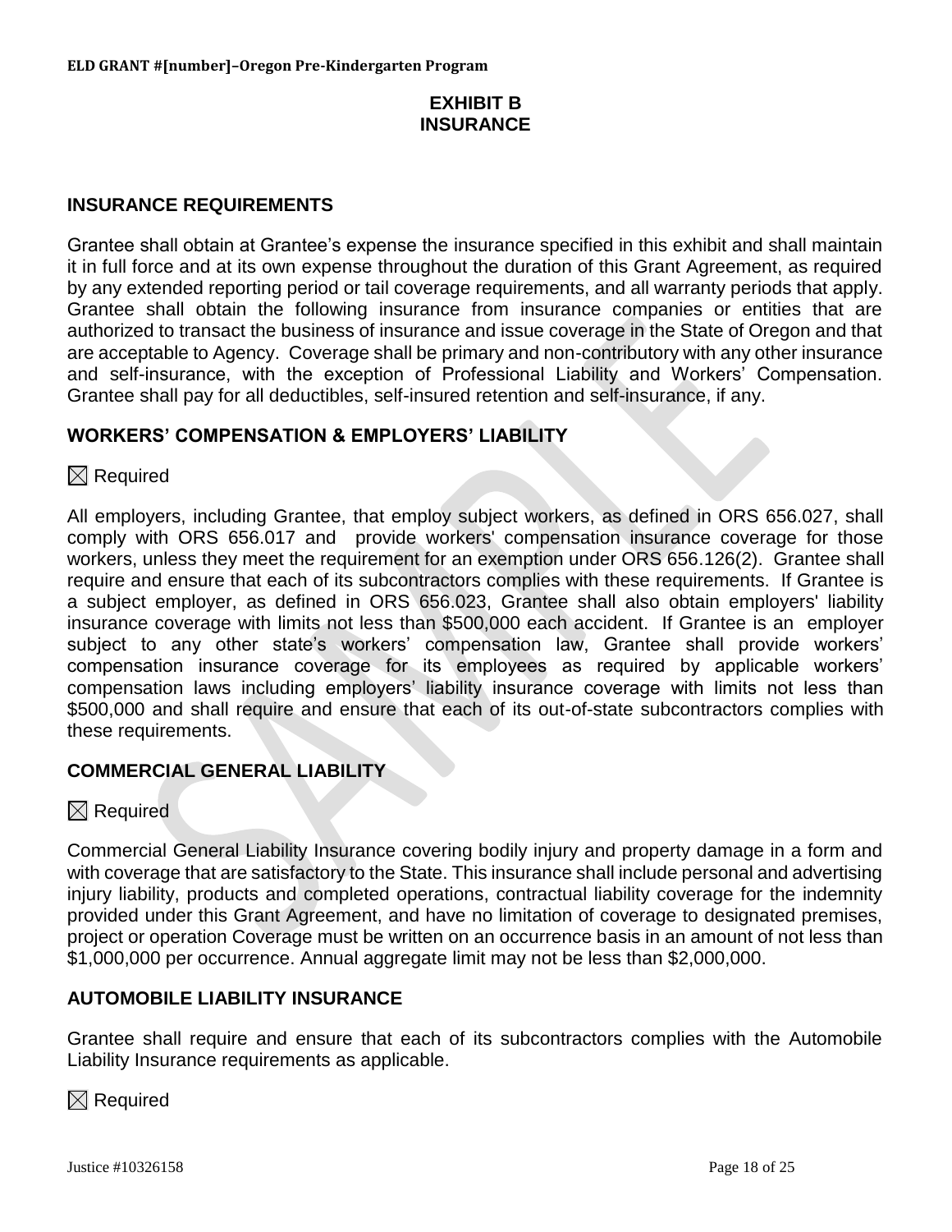# EXHIBIT B
# INSURANCE

## INSURANCE REQUIREMENTS

Grantee shall obtain at Grantee's expense the insurance specified in this exhibit and shall maintain it in full force and at its own expense throughout the duration of this Grant Agreement, as required by any extended reporting period or tail coverage requirements, and all warranty periods that apply. Grantee shall obtain the following insurance from insurance companies or entities that are authorized to transact the business of insurance and issue coverage in the State of Oregon and that are acceptable to Agency. Coverage shall be primary and non-contributory with any other insurance and self-insurance, with the exception of Professional Liability and Workers' Compensation. Grantee shall pay for all deductibles, self-insured retention and self-insurance, if any.

## WORKERS' COMPENSATION & EMPLOYERS' LIABILITY

☒ Required

All employers, including Grantee, that employ subject workers, as defined in ORS 656.027, shall comply with ORS 656.017 and provide workers' compensation insurance coverage for those workers, unless they meet the requirement for an exemption under ORS 656.126(2). Grantee shall require and ensure that each of its subcontractors complies with these requirements. If Grantee is a subject employer, as defined in ORS 656.023, Grantee shall also obtain employers' liability insurance coverage with limits not less than $500,000 each accident. If Grantee is an employer subject to any other state's workers' compensation law, Grantee shall provide workers' compensation insurance coverage for its employees as required by applicable workers' compensation laws including employers' liability insurance coverage with limits not less than $500,000 and shall require and ensure that each of its out-of-state subcontractors complies with these requirements.

## COMMERCIAL GENERAL LIABILITY

☒ Required

Commercial General Liability Insurance covering bodily injury and property damage in a form and with coverage that are satisfactory to the State. This insurance shall include personal and advertising injury liability, products and completed operations, contractual liability coverage for the indemnity provided under this Grant Agreement, and have no limitation of coverage to designated premises, project or operation Coverage must be written on an occurrence basis in an amount of not less than $1,000,000 per occurrence. Annual aggregate limit may not be less than $2,000,000.

## AUTOMOBILE LIABILITY INSURANCE

Grantee shall require and ensure that each of its subcontractors complies with the Automobile Liability Insurance requirements as applicable.

☒ Required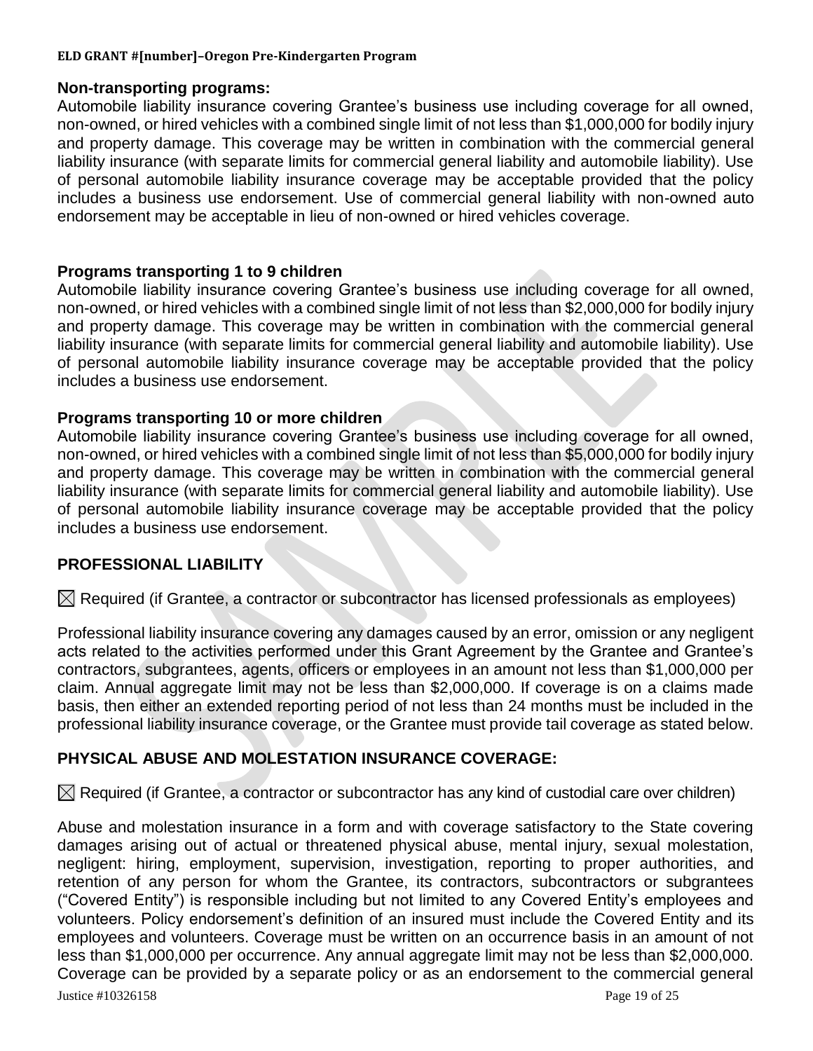**Non-transporting programs:**
Automobile liability insurance covering Grantee's business use including coverage for all owned, non-owned, or hired vehicles with a combined single limit of not less than $1,000,000 for bodily injury and property damage. This coverage may be written in combination with the commercial general liability insurance (with separate limits for commercial general liability and automobile liability). Use of personal automobile liability insurance coverage may be acceptable provided that the policy includes a business use endorsement. Use of commercial general liability with non-owned auto endorsement may be acceptable in lieu of non-owned or hired vehicles coverage.

**Programs transporting 1 to 9 children**
Automobile liability insurance covering Grantee's business use including coverage for all owned, non-owned, or hired vehicles with a combined single limit of not less than $2,000,000 for bodily injury and property damage. This coverage may be written in combination with the commercial general liability insurance (with separate limits for commercial general liability and automobile liability). Use of personal automobile liability insurance coverage may be acceptable provided that the policy includes a business use endorsement.

**Programs transporting 10 or more children**
Automobile liability insurance covering Grantee's business use including coverage for all owned, non-owned, or hired vehicles with a combined single limit of not less than $5,000,000 for bodily injury and property damage. This coverage may be written in combination with the commercial general liability insurance (with separate limits for commercial general liability and automobile liability). Use of personal automobile liability insurance coverage may be acceptable provided that the policy includes a business use endorsement.

## PROFESSIONAL LIABILITY

☒ Required (if Grantee, a contractor or subcontractor has licensed professionals as employees)

Professional liability insurance covering any damages caused by an error, omission or any negligent acts related to the activities performed under this Grant Agreement by the Grantee and Grantee's contractors, subgrantees, agents, officers or employees in an amount not less than $1,000,000 per claim. Annual aggregate limit may not be less than $2,000,000. If coverage is on a claims made basis, then either an extended reporting period of not less than 24 months must be included in the professional liability insurance coverage, or the Grantee must provide tail coverage as stated below.

## PHYSICAL ABUSE AND MOLESTATION INSURANCE COVERAGE:

☒ Required (if Grantee, a contractor or subcontractor has any kind of custodial care over children)

Abuse and molestation insurance in a form and with coverage satisfactory to the State covering damages arising out of actual or threatened physical abuse, mental injury, sexual molestation, negligent: hiring, employment, supervision, investigation, reporting to proper authorities, and retention of any person for whom the Grantee, its contractors, subcontractors or subgrantees ("Covered Entity") is responsible including but not limited to any Covered Entity's employees and volunteers. Policy endorsement's definition of an insured must include the Covered Entity and its employees and volunteers. Coverage must be written on an occurrence basis in an amount of not less than $1,000,000 per occurrence. Any annual aggregate limit may not be less than $2,000,000. Coverage can be provided by a separate policy or as an endorsement to the commercial general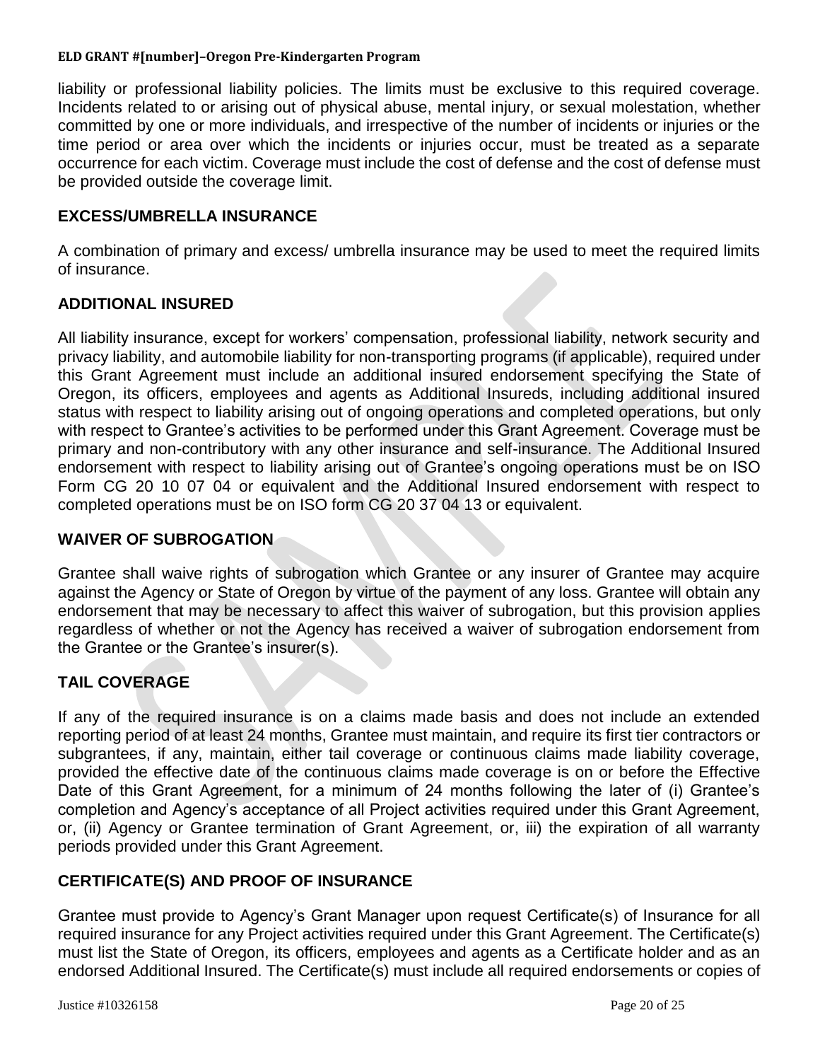liability or professional liability policies. The limits must be exclusive to this required coverage. Incidents related to or arising out of physical abuse, mental injury, or sexual molestation, whether committed by one or more individuals, and irrespective of the number of incidents or injuries or the time period or area over which the incidents or injuries occur, must be treated as a separate occurrence for each victim. Coverage must include the cost of defense and the cost of defense must be provided outside the coverage limit.

## EXCESS/UMBRELLA INSURANCE

A combination of primary and excess/ umbrella insurance may be used to meet the required limits of insurance.

## ADDITIONAL INSURED

All liability insurance, except for workers' compensation, professional liability, network security and privacy liability, and automobile liability for non-transporting programs (if applicable), required under this Grant Agreement must include an additional insured endorsement specifying the State of Oregon, its officers, employees and agents as Additional Insureds, including additional insured status with respect to liability arising out of ongoing operations and completed operations, but only with respect to Grantee's activities to be performed under this Grant Agreement. Coverage must be primary and non-contributory with any other insurance and self-insurance. The Additional Insured endorsement with respect to liability arising out of Grantee's ongoing operations must be on ISO Form CG 20 10 07 04 or equivalent and the Additional Insured endorsement with respect to completed operations must be on ISO form CG 20 37 04 13 or equivalent.

## WAIVER OF SUBROGATION

Grantee shall waive rights of subrogation which Grantee or any insurer of Grantee may acquire against the Agency or State of Oregon by virtue of the payment of any loss. Grantee will obtain any endorsement that may be necessary to affect this waiver of subrogation, but this provision applies regardless of whether or not the Agency has received a waiver of subrogation endorsement from the Grantee or the Grantee's insurer(s).

## TAIL COVERAGE

If any of the required insurance is on a claims made basis and does not include an extended reporting period of at least 24 months, Grantee must maintain, and require its first tier contractors or subgrantees, if any, maintain, either tail coverage or continuous claims made liability coverage, provided the effective date of the continuous claims made coverage is on or before the Effective Date of this Grant Agreement, for a minimum of 24 months following the later of (i) Grantee's completion and Agency's acceptance of all Project activities required under this Grant Agreement, or, (ii) Agency or Grantee termination of Grant Agreement, or, iii) the expiration of all warranty periods provided under this Grant Agreement.

## CERTIFICATE(S) AND PROOF OF INSURANCE

Grantee must provide to Agency's Grant Manager upon request Certificate(s) of Insurance for all required insurance for any Project activities required under this Grant Agreement. The Certificate(s) must list the State of Oregon, its officers, employees and agents as a Certificate holder and as an endorsed Additional Insured. The Certificate(s) must include all required endorsements or copies of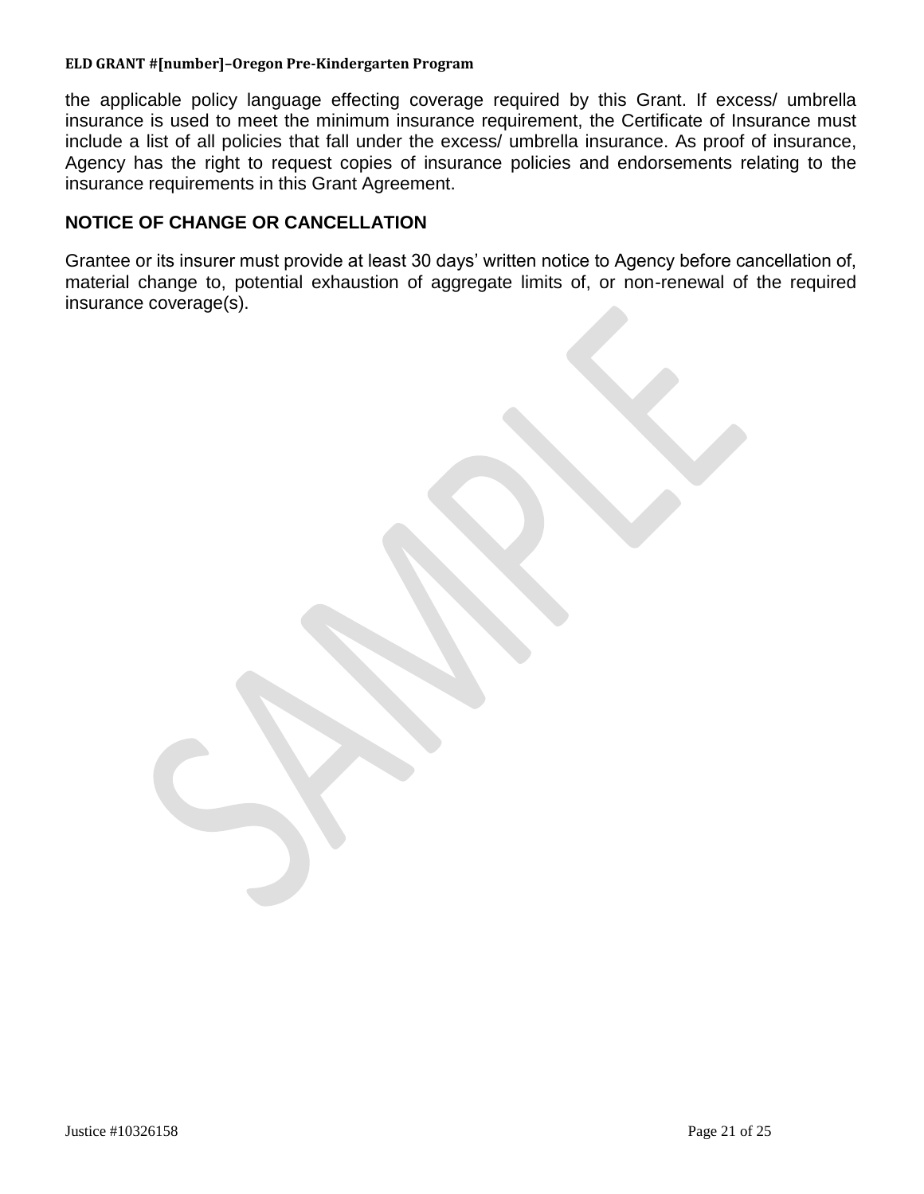the applicable policy language effecting coverage required by this Grant. If excess/ umbrella insurance is used to meet the minimum insurance requirement, the Certificate of Insurance must include a list of all policies that fall under the excess/ umbrella insurance. As proof of insurance, Agency has the right to request copies of insurance policies and endorsements relating to the insurance requirements in this Grant Agreement.

## NOTICE OF CHANGE OR CANCELLATION

Grantee or its insurer must provide at least 30 days' written notice to Agency before cancellation of, material change to, potential exhaustion of aggregate limits of, or non-renewal of the required insurance coverage(s).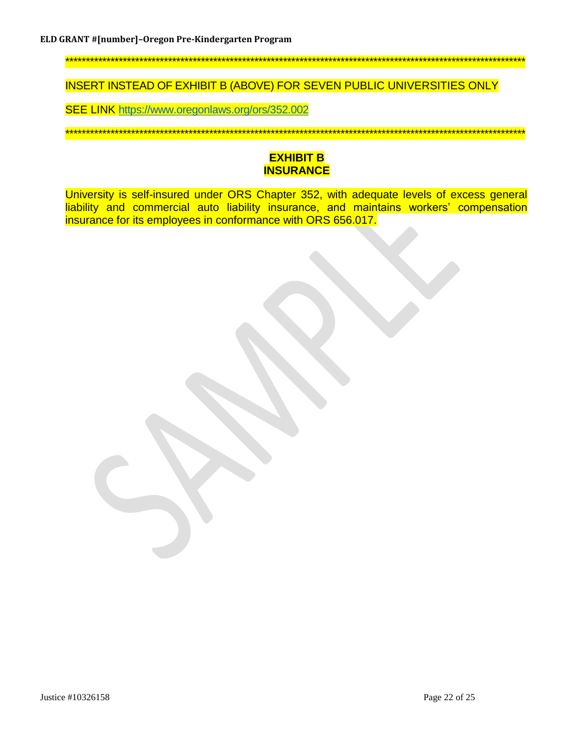\*\*\*\*\*\*\*\*\*\*\*\*\*\*\*\*\*\*\*\*\*\*\*\*\*\*\*\*\*\*\*\*\*\*\*\*\*\*\*\*\*\*\*\*\*\*\*\*\*\*\*\*\*\*\*\*\*\*\*\*\*\*\*\*\*\*\*\*\*\*\*\*\*\*\*\*\*\*\*\*\*\*\*\*\*\*\*\*\*\*\*\*\*\*\*\*\*\*\*\*\*\*\*\*\*\*\*\*\*\*\*\*\*\*\*\*

INSERT INSTEAD OF EXHIBIT B (ABOVE) FOR SEVEN PUBLIC UNIVERSITIES ONLY

SEE LINK https://www.oregonlaws.org/ors/352.002

\*\*\*\*\*\*\*\*\*\*\*\*\*\*\*\*\*\*\*\*\*\*\*\*\*\*\*\*\*\*\*\*\*\*\*\*\*\*\*\*\*\*\*\*\*\*\*\*\*\*\*\*\*\*\*\*\*\*\*\*\*\*\*\*\*\*\*\*\*\*\*\*\*\*\*\*\*\*\*\*\*\*\*\*\*\*\*\*\*\*\*\*\*\*\*\*\*\*\*\*\*\*\*\*\*\*\*\*\*\*\*\*\*\*\*\*

## EXHIBIT B
## INSURANCE

University is self-insured under ORS Chapter 352, with adequate levels of excess general liability and commercial auto liability insurance, and maintains workers' compensation insurance for its employees in conformance with ORS 656.017.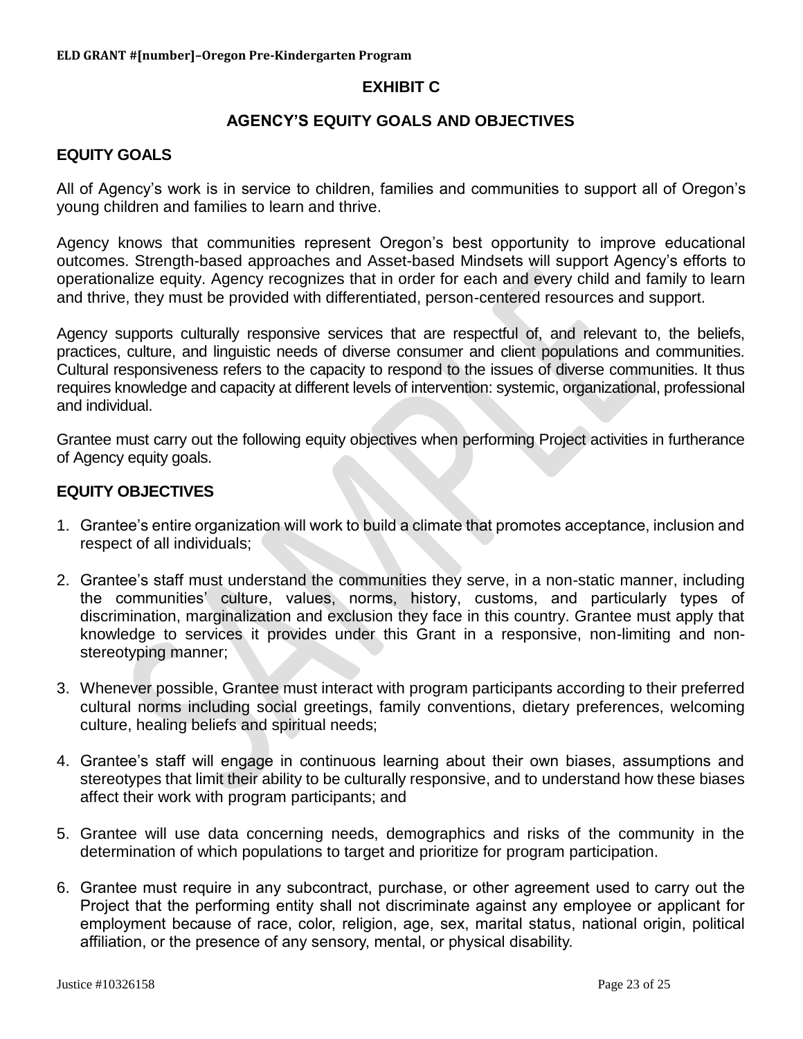# EXHIBIT C

## AGENCY'S EQUITY GOALS AND OBJECTIVES

### EQUITY GOALS

All of Agency's work is in service to children, families and communities to support all of Oregon's young children and families to learn and thrive.

Agency knows that communities represent Oregon's best opportunity to improve educational outcomes. Strength-based approaches and Asset-based Mindsets will support Agency's efforts to operationalize equity. Agency recognizes that in order for each and every child and family to learn and thrive, they must be provided with differentiated, person-centered resources and support.

Agency supports culturally responsive services that are respectful of, and relevant to, the beliefs, practices, culture, and linguistic needs of diverse consumer and client populations and communities. Cultural responsiveness refers to the capacity to respond to the issues of diverse communities. It thus requires knowledge and capacity at different levels of intervention: systemic, organizational, professional and individual.

Grantee must carry out the following equity objectives when performing Project activities in furtherance of Agency equity goals.

### EQUITY OBJECTIVES

1. Grantee's entire organization will work to build a climate that promotes acceptance, inclusion and respect of all individuals;

2. Grantee's staff must understand the communities they serve, in a non-static manner, including the communities' culture, values, norms, history, customs, and particularly types of discrimination, marginalization and exclusion they face in this country. Grantee must apply that knowledge to services it provides under this Grant in a responsive, non-limiting and non-stereotyping manner;

3. Whenever possible, Grantee must interact with program participants according to their preferred cultural norms including social greetings, family conventions, dietary preferences, welcoming culture, healing beliefs and spiritual needs;

4. Grantee's staff will engage in continuous learning about their own biases, assumptions and stereotypes that limit their ability to be culturally responsive, and to understand how these biases affect their work with program participants; and

5. Grantee will use data concerning needs, demographics and risks of the community in the determination of which populations to target and prioritize for program participation.

6. Grantee must require in any subcontract, purchase, or other agreement used to carry out the Project that the performing entity shall not discriminate against any employee or applicant for employment because of race, color, religion, age, sex, marital status, national origin, political affiliation, or the presence of any sensory, mental, or physical disability.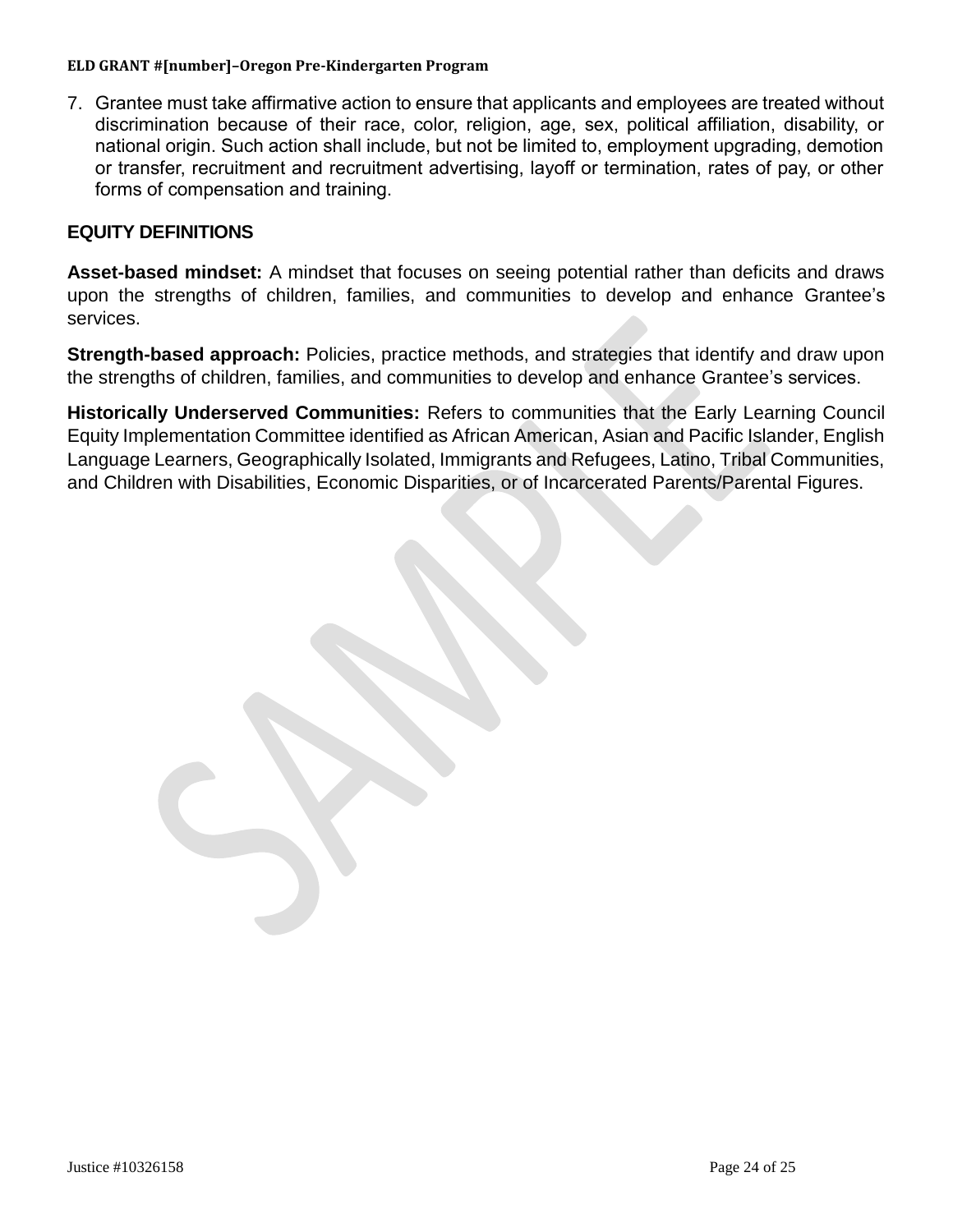7. Grantee must take affirmative action to ensure that applicants and employees are treated without discrimination because of their race, color, religion, age, sex, political affiliation, disability, or national origin. Such action shall include, but not be limited to, employment upgrading, demotion or transfer, recruitment and recruitment advertising, layoff or termination, rates of pay, or other forms of compensation and training.

## EQUITY DEFINITIONS

**Asset-based mindset:** A mindset that focuses on seeing potential rather than deficits and draws upon the strengths of children, families, and communities to develop and enhance Grantee's services.

**Strength-based approach:** Policies, practice methods, and strategies that identify and draw upon the strengths of children, families, and communities to develop and enhance Grantee's services.

**Historically Underserved Communities:** Refers to communities that the Early Learning Council Equity Implementation Committee identified as African American, Asian and Pacific Islander, English Language Learners, Geographically Isolated, Immigrants and Refugees, Latino, Tribal Communities, and Children with Disabilities, Economic Disparities, or of Incarcerated Parents/Parental Figures.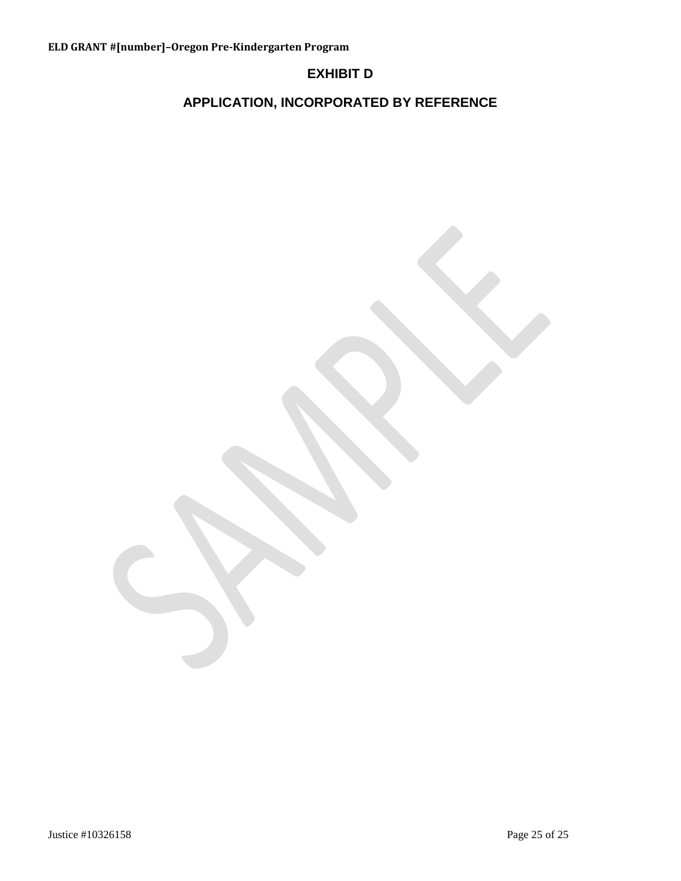# EXHIBIT D

## APPLICATION, INCORPORATED BY REFERENCE